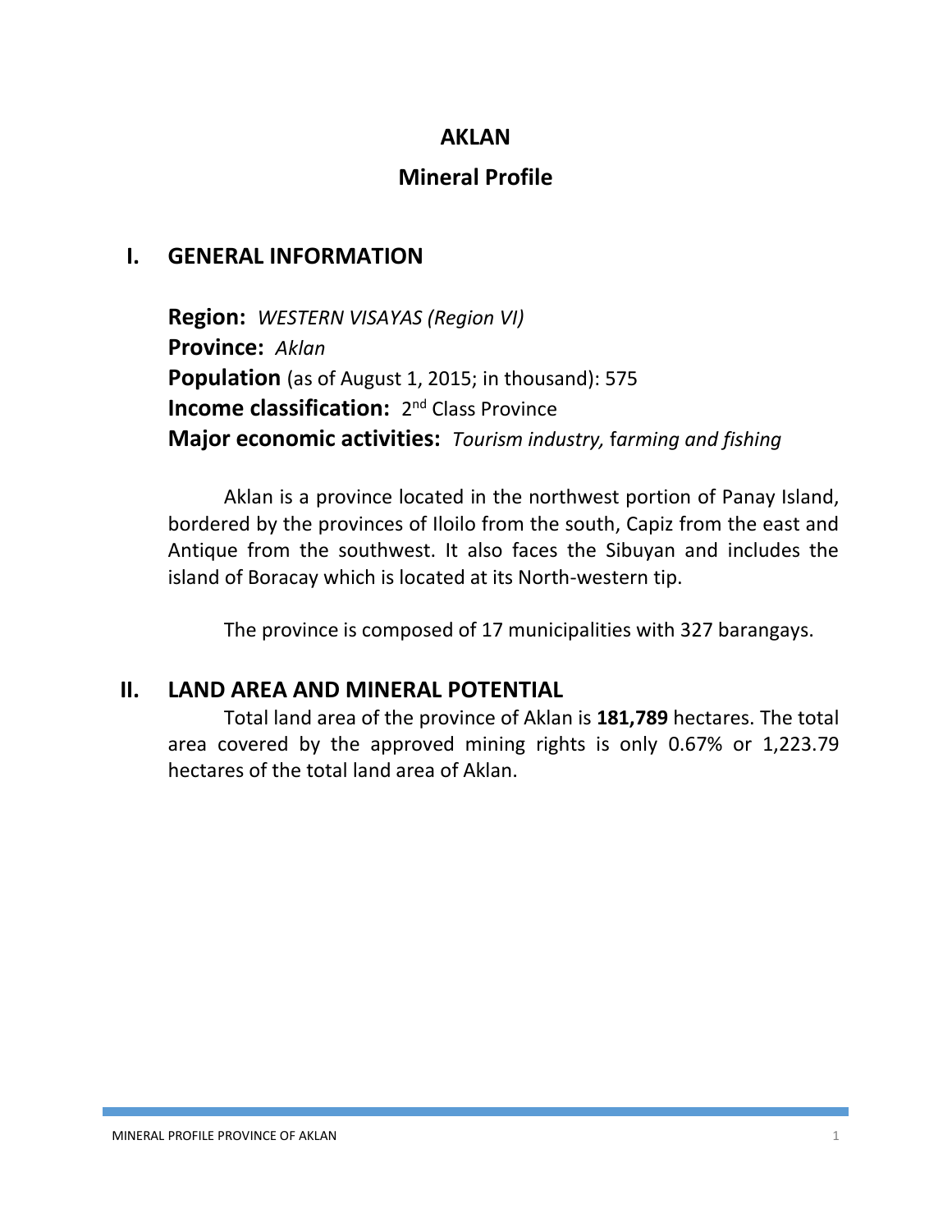# AKLAN

## Mineral Profile

## I. GENERAL INFORMATION

**Region:** *WESTERN VISAYAS (Region VI)*
**Province:** *Aklan*
**Population** (as of August 1, 2015; in thousand): 575
**Income classification:** 2nd Class Province
**Major economic activities:** *Tourism industry, farming and fishing*

Aklan is a province located in the northwest portion of Panay Island, bordered by the provinces of Iloilo from the south, Capiz from the east and Antique from the southwest. It also faces the Sibuyan and includes the island of Boracay which is located at its North-western tip.

The province is composed of 17 municipalities with 327 barangays.

## II. LAND AREA AND MINERAL POTENTIAL

Total land area of the province of Aklan is **181,789** hectares. The total area covered by the approved mining rights is only 0.67% or 1,223.79 hectares of the total land area of Aklan.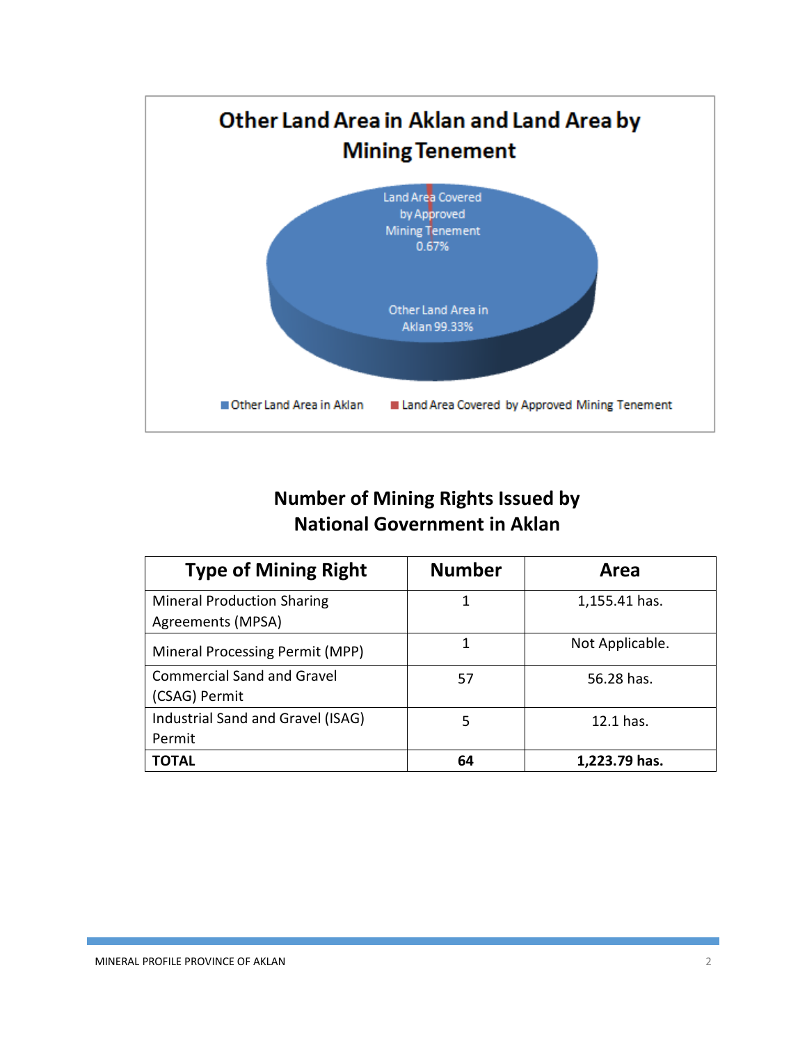## Other Land Area in Aklan and Land Area by Mining Tenement

Land Area Covered by Approved Mining Tenement 0.67%

Other Land Area in Aklan 99.33%

■ Other Land Area in Aklan ■ Land Area Covered by Approved Mining Tenement

## Number of Mining Rights Issued by National Government in Aklan

| Type of Mining Right | Number | Area |
|---|---|---|
| Mineral Production Sharing Agreements (MPSA) | 1 | 1,155.41 has. |
| Mineral Processing Permit (MPP) | 1 | Not Applicable. |
| Commercial Sand and Gravel (CSAG) Permit | 57 | 56.28 has. |
| Industrial Sand and Gravel (ISAG) Permit | 5 | 12.1 has. |
| **TOTAL** | **64** | **1,223.79 has.** |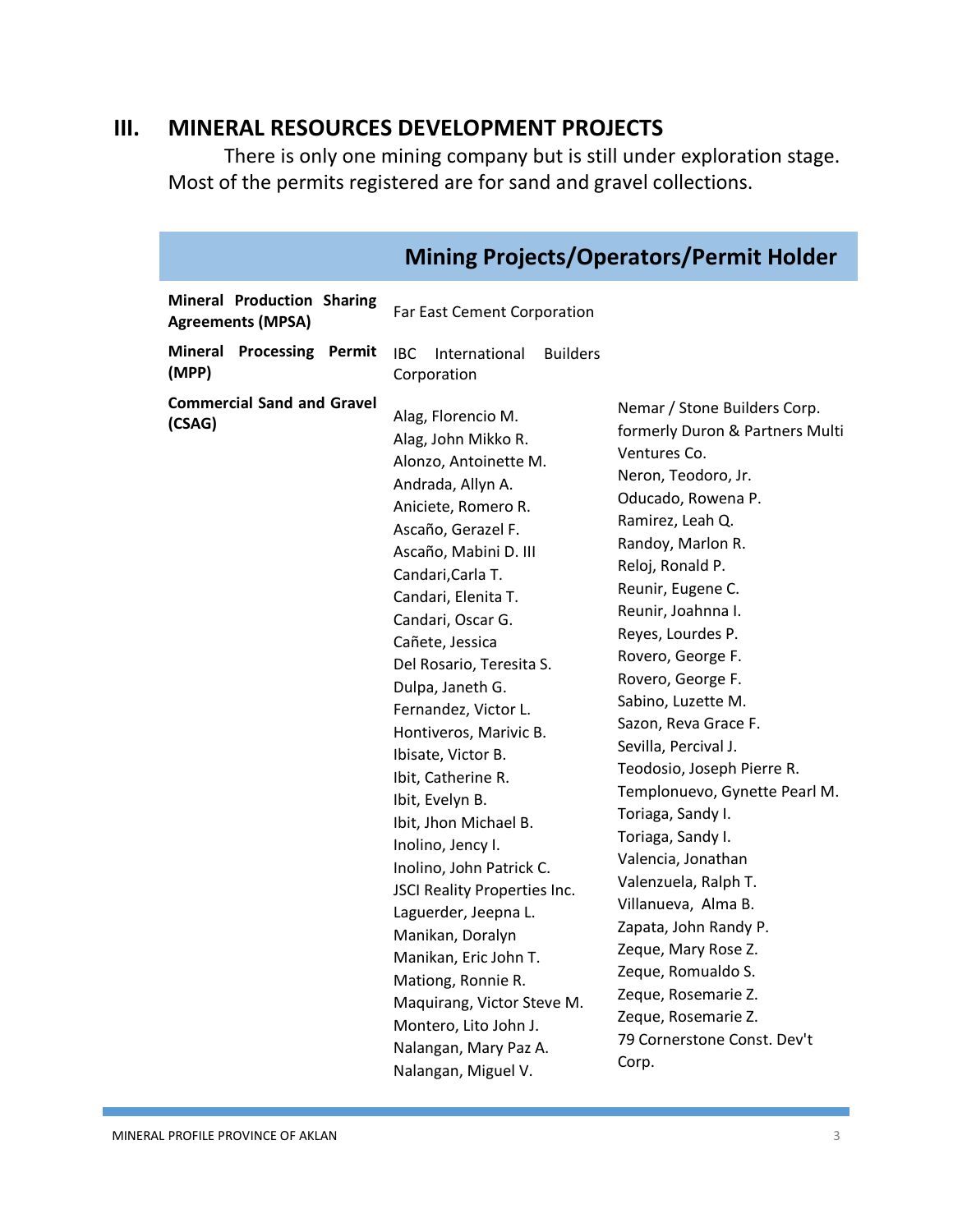## III. MINERAL RESOURCES DEVELOPMENT PROJECTS

There is only one mining company but is still under exploration stage. Most of the permits registered are for sand and gravel collections.

| | Mining Projects/Operators/Permit Holder | |
|---|---|---|
| **Mineral Production Sharing Agreements (MPSA)** | Far East Cement Corporation | |
| **Mineral Processing Permit (MPP)** | IBC International Builders Corporation | |
| **Commercial Sand and Gravel (CSAG)** | Alag, Florencio M.<br>Alag, John Mikko R.<br>Alonzo, Antoinette M.<br>Andrada, Allyn A.<br>Aniciete, Romero R.<br>Ascaño, Gerazel F.<br>Ascaño, Mabini D. III<br>Candari,Carla T.<br>Candari, Elenita T.<br>Candari, Oscar G.<br>Cañete, Jessica<br>Del Rosario, Teresita S.<br>Dulpa, Janeth G.<br>Fernandez, Victor L.<br>Hontiveros, Marivic B.<br>Ibisate, Victor B.<br>Ibit, Catherine R.<br>Ibit, Evelyn B.<br>Ibit, Jhon Michael B.<br>Inolino, Jency I.<br>Inolino, John Patrick C.<br>JSCI Reality Properties Inc.<br>Laguerder, Jeepna L.<br>Manikan, Doralyn<br>Manikan, Eric John T.<br>Mationg, Ronnie R.<br>Maquirang, Victor Steve M.<br>Montero, Lito John J.<br>Nalangan, Mary Paz A.<br>Nalangan, Miguel V. | Nemar / Stone Builders Corp. formerly Duron & Partners Multi Ventures Co.<br>Neron, Teodoro, Jr.<br>Oducado, Rowena P.<br>Ramirez, Leah Q.<br>Randoy, Marlon R.<br>Reloj, Ronald P.<br>Reunir, Eugene C.<br>Reunir, Joahnna I.<br>Reyes, Lourdes P.<br>Rovero, George F.<br>Rovero, George F.<br>Sabino, Luzette M.<br>Sazon, Reva Grace F.<br>Sevilla, Percival J.<br>Teodosio, Joseph Pierre R.<br>Templonuevo, Gynette Pearl M.<br>Toriaga, Sandy I.<br>Toriaga, Sandy I.<br>Valencia, Jonathan<br>Valenzuela, Ralph T.<br>Villanueva, Alma B.<br>Zapata, John Randy P.<br>Zeque, Mary Rose Z.<br>Zeque, Romualdo S.<br>Zeque, Rosemarie Z.<br>Zeque, Rosemarie Z.<br>79 Cornerstone Const. Dev't Corp. |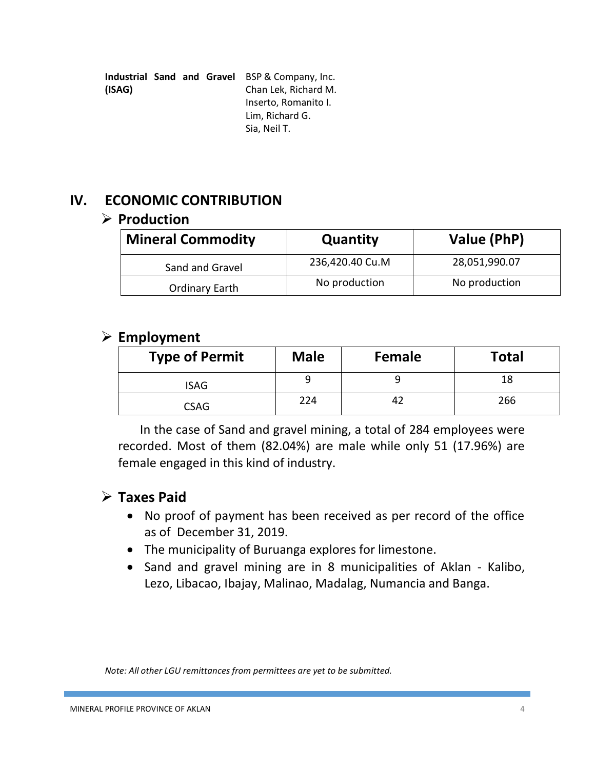| | |
|---|---|
| **Industrial Sand and Gravel (ISAG)** | BSP & Company, Inc.<br>Chan Lek, Richard M.<br>Inserto, Romanito I.<br>Lim, Richard G.<br>Sia, Neil T. |

# IV. ECONOMIC CONTRIBUTION

## ➢ Production

| Mineral Commodity | Quantity | Value (PhP) |
|---|---|---|
| Sand and Gravel | 236,420.40 Cu.M | 28,051,990.07 |
| Ordinary Earth | No production | No production |

## ➢ Employment

| Type of Permit | Male | Female | Total |
|---|---|---|---|
| ISAG | 9 | 9 | 18 |
| CSAG | 224 | 42 | 266 |

In the case of Sand and gravel mining, a total of 284 employees were recorded. Most of them (82.04%) are male while only 51 (17.96%) are female engaged in this kind of industry.

## ➢ Taxes Paid

- No proof of payment has been received as per record of the office as of December 31, 2019.
- The municipality of Buruanga explores for limestone.
- Sand and gravel mining are in 8 municipalities of Aklan - Kalibo, Lezo, Libacao, Ibajay, Malinao, Madalag, Numancia and Banga.

*Note: All other LGU remittances from permittees are yet to be submitted.*